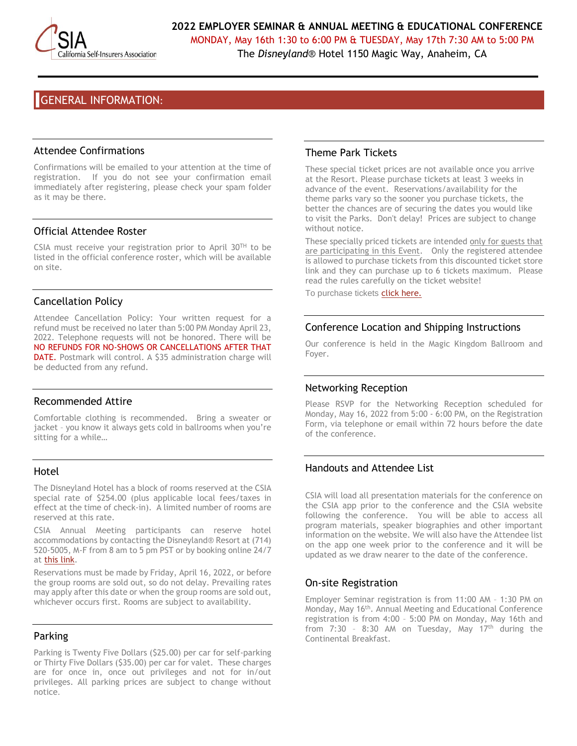# 2022 EMPLOYER SEMINAR & ANNUAL MEETING & EDUCATIONAL CONFERENCE

MONDAY, May 16th 1:30 to 6:00 PM & TUESDAY, May 17th 7:30 AM to 5:00 PM

The *Disneyland*® Hotel 1150 Magic Way, Anaheim, CA

## GENERAL INFORMATION:

### Attendee Confirmations

Confirmations will be emailed to your attention at the time of registration. If you do not see your confirmation email immediately after registering, please check your spam folder as it may be there.

### Official Attendee Roster

CSIA must receive your registration prior to April 30TH to be listed in the official conference roster, which will be available on site.

### Cancellation Policy

Attendee Cancellation Policy: Your written request for a refund must be received no later than 5:00 PM Monday April 23, 2022. Telephone requests will not be honored. There will be NO REFUNDS FOR NO-SHOWS OR CANCELLATIONS AFTER THAT DATE. Postmark will control. A $35 administration charge will be deducted from any refund.

### Recommended Attire

Comfortable clothing is recommended. Bring a sweater or jacket – you know it always gets cold in ballrooms when you're sitting for a while…

### Hotel

The Disneyland Hotel has a block of rooms reserved at the CSIA special rate of $254.00 (plus applicable local fees/taxes in effect at the time of check-in). A limited number of rooms are reserved at this rate.

CSIA Annual Meeting participants can reserve hotel accommodations by contacting the Disneyland® Resort at (714) 520-5005, M-F from 8 am to 5 pm PST or by booking online 24/7 at this link.

Reservations must be made by Friday, April 16, 2022, or before the group rooms are sold out, so do not delay. Prevailing rates may apply after this date or when the group rooms are sold out, whichever occurs first. Rooms are subject to availability.

### Parking

Parking is Twenty Five Dollars ($25.00) per car for self-parking or Thirty Five Dollars ($35.00) per car for valet. These charges are for once in, once out privileges and not for in/out privileges. All parking prices are subject to change without notice.

### Theme Park Tickets

These special ticket prices are not available once you arrive at the Resort. Please purchase tickets at least 3 weeks in advance of the event. Reservations/availability for the theme parks vary so the sooner you purchase tickets, the better the chances are of securing the dates you would like to visit the Parks. Don't delay! Prices are subject to change without notice.

These specially priced tickets are intended only for guests that are participating in this Event. Only the registered attendee is allowed to purchase tickets from this discounted ticket store link and they can purchase up to 6 tickets maximum. Please read the rules carefully on the ticket website!

To purchase tickets click here.

### Conference Location and Shipping Instructions

Our conference is held in the Magic Kingdom Ballroom and Foyer.

### Networking Reception

Please RSVP for the Networking Reception scheduled for Monday, May 16, 2022 from 5:00 - 6:00 PM, on the Registration Form, via telephone or email within 72 hours before the date of the conference.

### Handouts and Attendee List

CSIA will load all presentation materials for the conference on the CSIA app prior to the conference and the CSIA website following the conference. You will be able to access all program materials, speaker biographies and other important information on the website. We will also have the Attendee list on the app one week prior to the conference and it will be updated as we draw nearer to the date of the conference.

### On-site Registration

Employer Seminar registration is from 11:00 AM – 1:30 PM on Monday, May 16th. Annual Meeting and Educational Conference registration is from 4:00 – 5:00 PM on Monday, May 16th and from 7:30 – 8:30 AM on Tuesday, May 17th during the Continental Breakfast.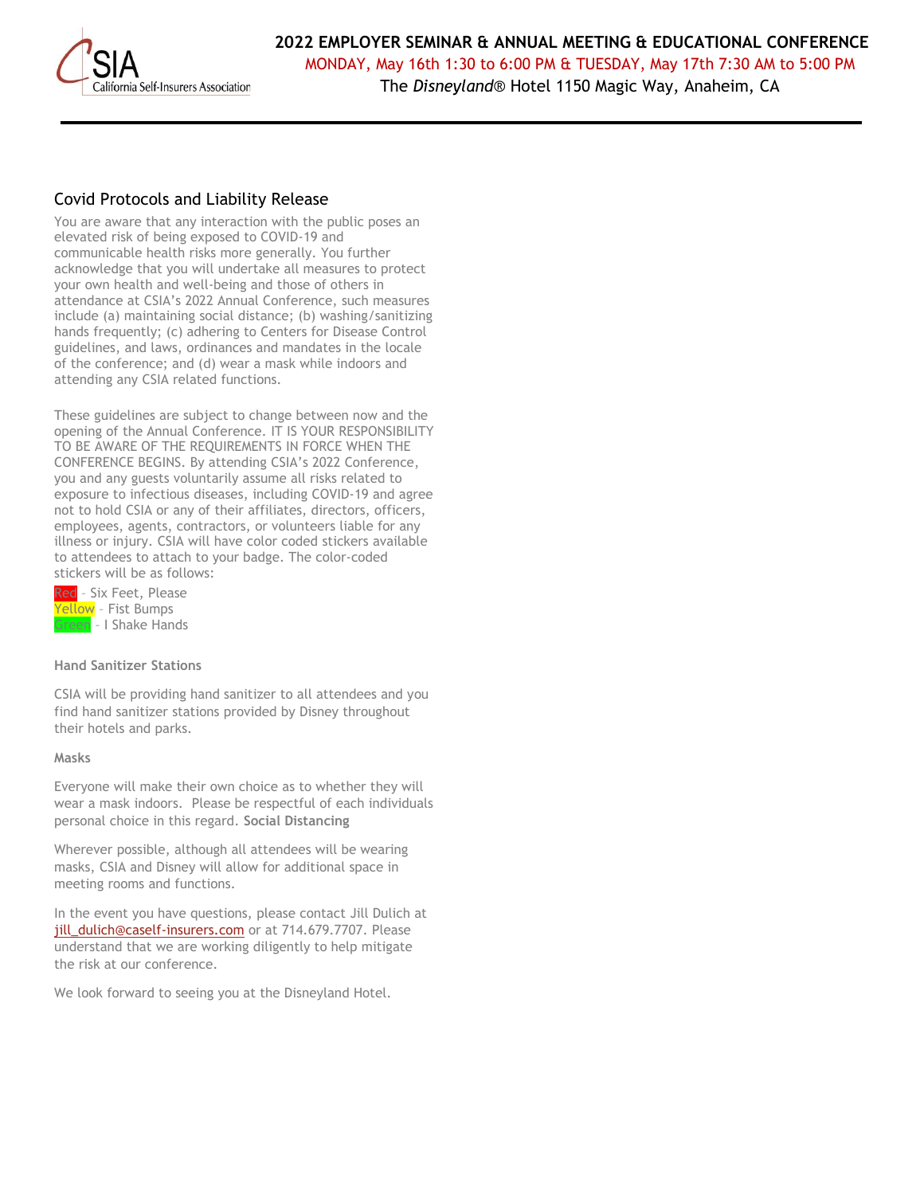# 2022 EMPLOYER SEMINAR & ANNUAL MEETING & EDUCATIONAL CONFERENCE

MONDAY, May 16th 1:30 to 6:00 PM & TUESDAY, May 17th 7:30 AM to 5:00 PM

The *Disneyland*® Hotel 1150 Magic Way, Anaheim, CA

## Covid Protocols and Liability Release

You are aware that any interaction with the public poses an elevated risk of being exposed to COVID-19 and communicable health risks more generally. You further acknowledge that you will undertake all measures to protect your own health and well-being and those of others in attendance at CSIA's 2022 Annual Conference, such measures include (a) maintaining social distance; (b) washing/sanitizing hands frequently; (c) adhering to Centers for Disease Control guidelines, and laws, ordinances and mandates in the locale of the conference; and (d) wear a mask while indoors and attending any CSIA related functions.

These guidelines are subject to change between now and the opening of the Annual Conference. IT IS YOUR RESPONSIBILITY TO BE AWARE OF THE REQUIREMENTS IN FORCE WHEN THE CONFERENCE BEGINS. By attending CSIA's 2022 Conference, you and any guests voluntarily assume all risks related to exposure to infectious diseases, including COVID-19 and agree not to hold CSIA or any of their affiliates, directors, officers, employees, agents, contractors, or volunteers liable for any illness or injury. CSIA will have color coded stickers available to attendees to attach to your badge. The color-coded stickers will be as follows:

Red – Six Feet, Please
Yellow – Fist Bumps
Green – I Shake Hands

**Hand Sanitizer Stations**

CSIA will be providing hand sanitizer to all attendees and you find hand sanitizer stations provided by Disney throughout their hotels and parks.

**Masks**

Everyone will make their own choice as to whether they will wear a mask indoors. Please be respectful of each individuals personal choice in this regard. **Social Distancing**

Wherever possible, although all attendees will be wearing masks, CSIA and Disney will allow for additional space in meeting rooms and functions.

In the event you have questions, please contact Jill Dulich at jill_dulich@caself-insurers.com or at 714.679.7707. Please understand that we are working diligently to help mitigate the risk at our conference.

We look forward to seeing you at the Disneyland Hotel.